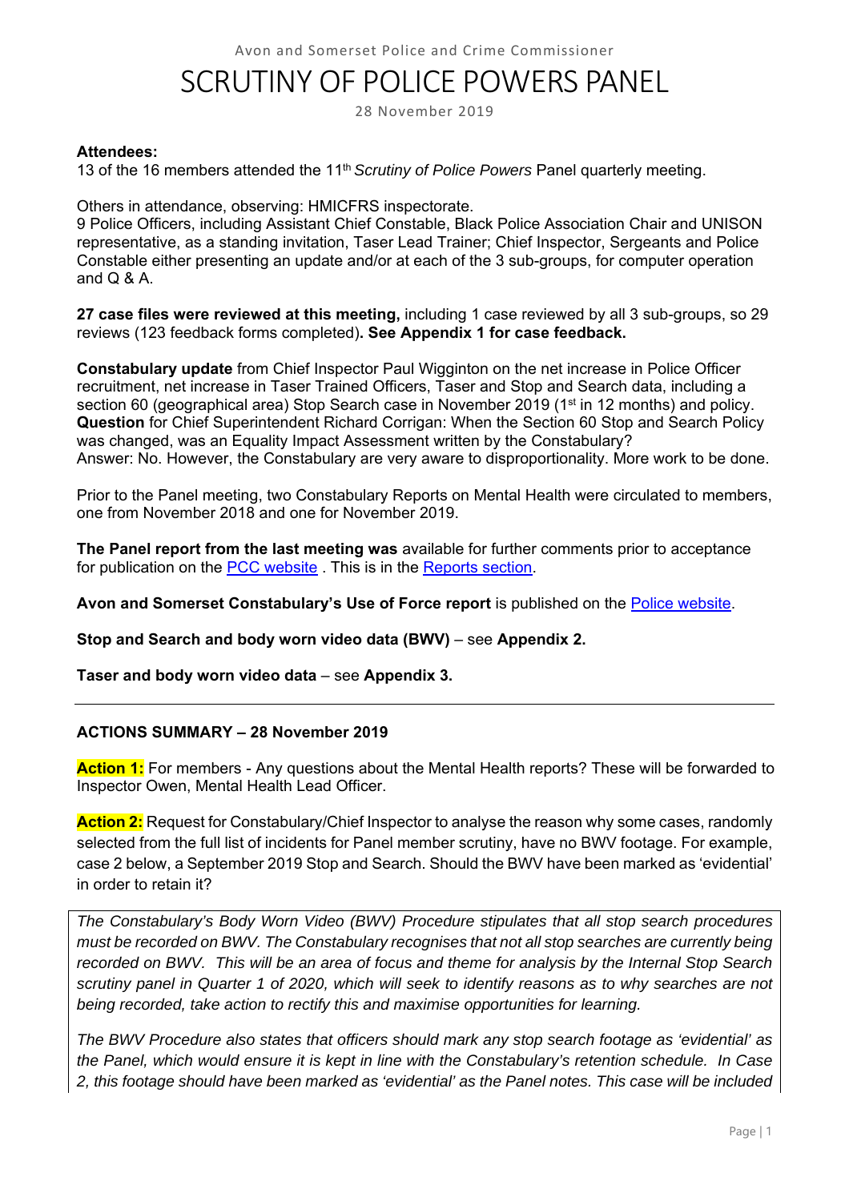Avon and Somerset Police and Crime Commissioner

# SCRUTINY OF POLICE POWERS PANEL

28 November 2019

**Attendees:**
13 of the 16 members attended the 11th *Scrutiny of Police Powers* Panel quarterly meeting.

Others in attendance, observing: HMICFRS inspectorate.
9 Police Officers, including Assistant Chief Constable, Black Police Association Chair and UNISON representative, as a standing invitation, Taser Lead Trainer; Chief Inspector, Sergeants and Police Constable either presenting an update and/or at each of the 3 sub-groups, for computer operation and Q & A.

**27 case files were reviewed at this meeting,** including 1 case reviewed by all 3 sub-groups, so 29 reviews (123 feedback forms completed)**. See Appendix 1 for case feedback.**

**Constabulary update** from Chief Inspector Paul Wigginton on the net increase in Police Officer recruitment, net increase in Taser Trained Officers, Taser and Stop and Search data, including a section 60 (geographical area) Stop Search case in November 2019 (1st in 12 months) and policy.
**Question** for Chief Superintendent Richard Corrigan: When the Section 60 Stop and Search Policy was changed, was an Equality Impact Assessment written by the Constabulary?
Answer: No. However, the Constabulary are very aware to disproportionality. More work to be done.

Prior to the Panel meeting, two Constabulary Reports on Mental Health were circulated to members, one from November 2018 and one for November 2019.

**The Panel report from the last meeting was** available for further comments prior to acceptance for publication on the PCC website . This is in the Reports section.

**Avon and Somerset Constabulary's Use of Force report** is published on the Police website.

**Stop and Search and body worn video data (BWV)** – see **Appendix 2.**

**Taser and body worn video data** – see **Appendix 3.**

---

**ACTIONS SUMMARY – 28 November 2019**

**Action 1:** For members - Any questions about the Mental Health reports? These will be forwarded to Inspector Owen, Mental Health Lead Officer.

**Action 2:** Request for Constabulary/Chief Inspector to analyse the reason why some cases, randomly selected from the full list of incidents for Panel member scrutiny, have no BWV footage. For example, case 2 below, a September 2019 Stop and Search. Should the BWV have been marked as 'evidential' in order to retain it?

*The Constabulary's Body Worn Video (BWV) Procedure stipulates that all stop search procedures must be recorded on BWV. The Constabulary recognises that not all stop searches are currently being recorded on BWV. This will be an area of focus and theme for analysis by the Internal Stop Search scrutiny panel in Quarter 1 of 2020, which will seek to identify reasons as to why searches are not being recorded, take action to rectify this and maximise opportunities for learning.*

*The BWV Procedure also states that officers should mark any stop search footage as 'evidential' as the Panel, which would ensure it is kept in line with the Constabulary's retention schedule. In Case 2, this footage should have been marked as 'evidential' as the Panel notes. This case will be included*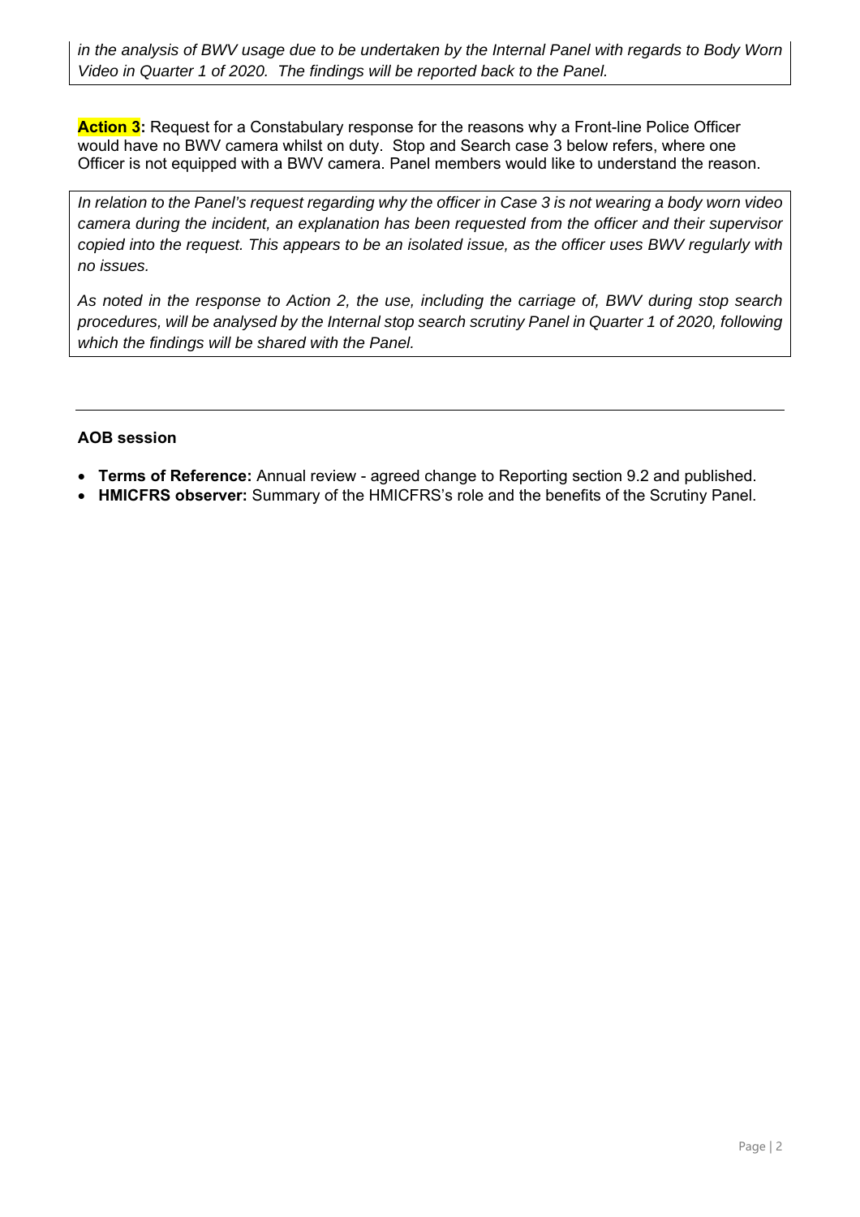*in the analysis of BWV usage due to be undertaken by the Internal Panel with regards to Body Worn Video in Quarter 1 of 2020. The findings will be reported back to the Panel.*

**Action 3:** Request for a Constabulary response for the reasons why a Front-line Police Officer would have no BWV camera whilst on duty. Stop and Search case 3 below refers, where one Officer is not equipped with a BWV camera. Panel members would like to understand the reason.

*In relation to the Panel's request regarding why the officer in Case 3 is not wearing a body worn video camera during the incident, an explanation has been requested from the officer and their supervisor copied into the request. This appears to be an isolated issue, as the officer uses BWV regularly with no issues.*

*As noted in the response to Action 2, the use, including the carriage of, BWV during stop search procedures, will be analysed by the Internal stop search scrutiny Panel in Quarter 1 of 2020, following which the findings will be shared with the Panel.*

---

**AOB session**

- **Terms of Reference:** Annual review - agreed change to Reporting section 9.2 and published.
- **HMICFRS observer:** Summary of the HMICFRS's role and the benefits of the Scrutiny Panel.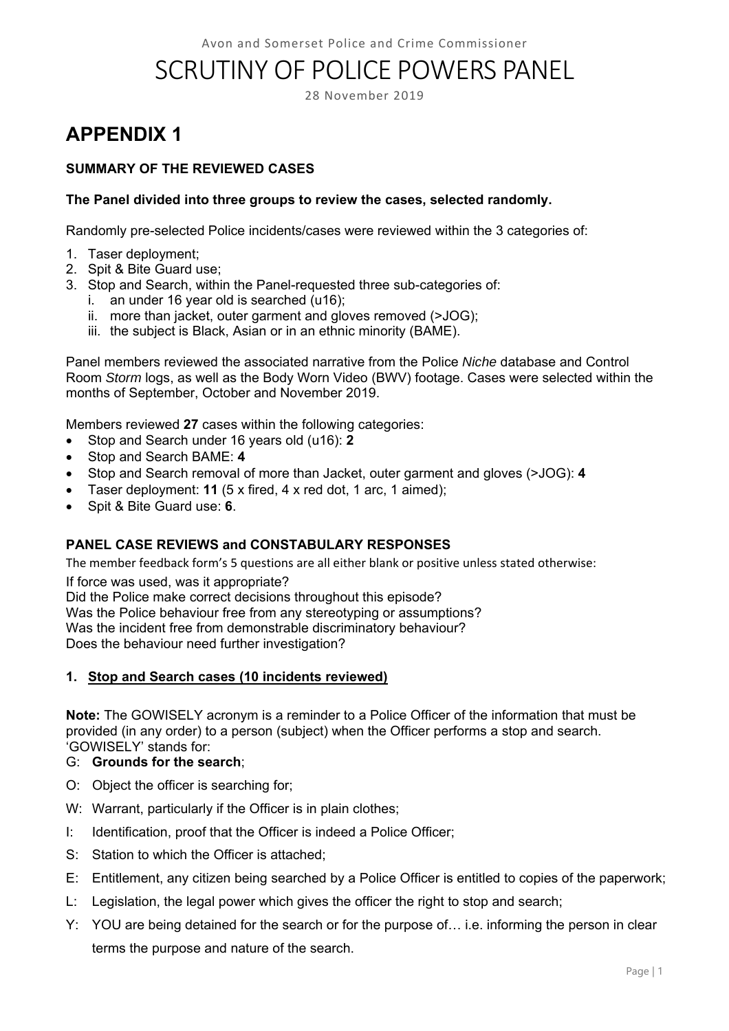Avon and Somerset Police and Crime Commissioner

# SCRUTINY OF POLICE POWERS PANEL

28 November 2019

# APPENDIX 1

**SUMMARY OF THE REVIEWED CASES**

**The Panel divided into three groups to review the cases, selected randomly.**

Randomly pre-selected Police incidents/cases were reviewed within the 3 categories of:

1. Taser deployment;
2. Spit & Bite Guard use;
3. Stop and Search, within the Panel-requested three sub-categories of:
   i. an under 16 year old is searched (u16);
   ii. more than jacket, outer garment and gloves removed (>JOG);
   iii. the subject is Black, Asian or in an ethnic minority (BAME).

Panel members reviewed the associated narrative from the Police *Niche* database and Control Room *Storm* logs, as well as the Body Worn Video (BWV) footage. Cases were selected within the months of September, October and November 2019.

Members reviewed **27** cases within the following categories:

- Stop and Search under 16 years old (u16): **2**
- Stop and Search BAME: **4**
- Stop and Search removal of more than Jacket, outer garment and gloves (>JOG): **4**
- Taser deployment: **11** (5 x fired, 4 x red dot, 1 arc, 1 aimed);
- Spit & Bite Guard use: **6**.

**PANEL CASE REVIEWS and CONSTABULARY RESPONSES**

The member feedback form's 5 questions are all either blank or positive unless stated otherwise:

If force was used, was it appropriate?
Did the Police make correct decisions throughout this episode?
Was the Police behaviour free from any stereotyping or assumptions?
Was the incident free from demonstrable discriminatory behaviour?
Does the behaviour need further investigation?

**1. <u>Stop and Search cases (10 incidents reviewed)</u>**

**Note:** The GOWISELY acronym is a reminder to a Police Officer of the information that must be provided (in any order) to a person (subject) when the Officer performs a stop and search. 'GOWISELY' stands for:

G: **Grounds for the search**;

O: Object the officer is searching for;

W: Warrant, particularly if the Officer is in plain clothes;

I: Identification, proof that the Officer is indeed a Police Officer;

S: Station to which the Officer is attached;

E: Entitlement, any citizen being searched by a Police Officer is entitled to copies of the paperwork;

L: Legislation, the legal power which gives the officer the right to stop and search;

Y: YOU are being detained for the search or for the purpose of… i.e. informing the person in clear terms the purpose and nature of the search.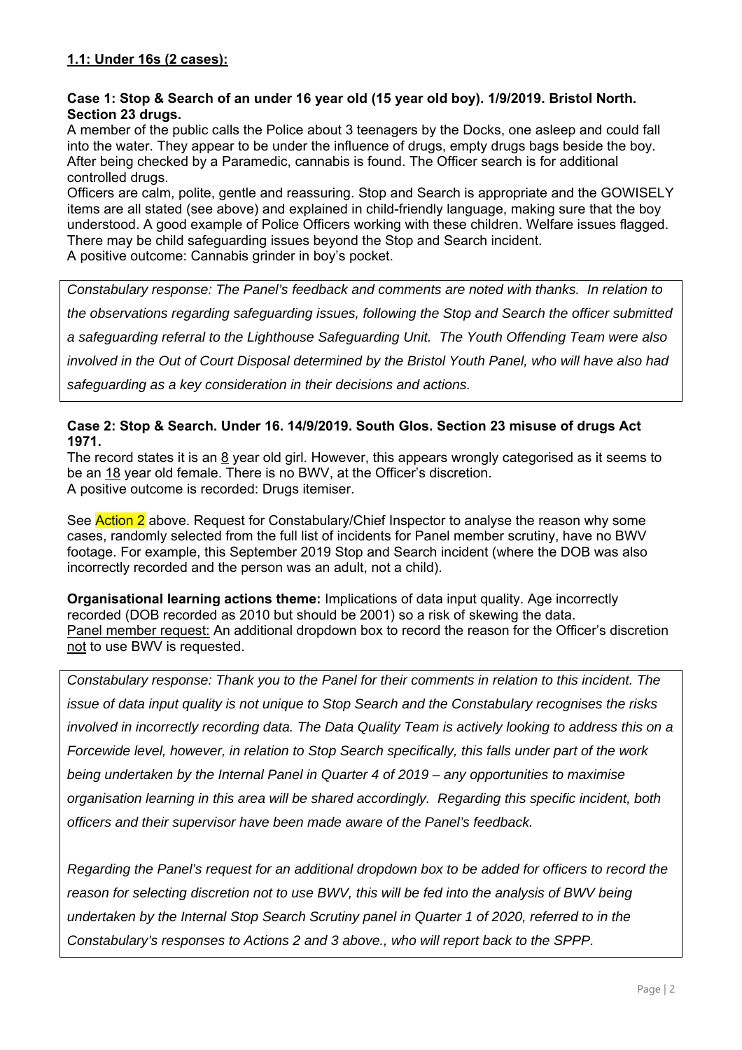**1.1: Under 16s (2 cases):**

**Case 1: Stop & Search of an under 16 year old (15 year old boy). 1/9/2019. Bristol North. Section 23 drugs.**

A member of the public calls the Police about 3 teenagers by the Docks, one asleep and could fall into the water. They appear to be under the influence of drugs, empty drugs bags beside the boy. After being checked by a Paramedic, cannabis is found. The Officer search is for additional controlled drugs.

Officers are calm, polite, gentle and reassuring. Stop and Search is appropriate and the GOWISELY items are all stated (see above) and explained in child-friendly language, making sure that the boy understood. A good example of Police Officers working with these children. Welfare issues flagged. There may be child safeguarding issues beyond the Stop and Search incident.

A positive outcome: Cannabis grinder in boy's pocket.

*Constabulary response: The Panel's feedback and comments are noted with thanks. In relation to the observations regarding safeguarding issues, following the Stop and Search the officer submitted a safeguarding referral to the Lighthouse Safeguarding Unit. The Youth Offending Team were also involved in the Out of Court Disposal determined by the Bristol Youth Panel, who will have also had safeguarding as a key consideration in their decisions and actions.*

**Case 2: Stop & Search. Under 16. 14/9/2019. South Glos. Section 23 misuse of drugs Act 1971.**

The record states it is an 8 year old girl. However, this appears wrongly categorised as it seems to be an 18 year old female. There is no BWV, at the Officer's discretion.

A positive outcome is recorded: Drugs itemiser.

See Action 2 above. Request for Constabulary/Chief Inspector to analyse the reason why some cases, randomly selected from the full list of incidents for Panel member scrutiny, have no BWV footage. For example, this September 2019 Stop and Search incident (where the DOB was also incorrectly recorded and the person was an adult, not a child).

**Organisational learning actions theme:** Implications of data input quality. Age incorrectly recorded (DOB recorded as 2010 but should be 2001) so a risk of skewing the data.

Panel member request: An additional dropdown box to record the reason for the Officer's discretion not to use BWV is requested.

*Constabulary response: Thank you to the Panel for their comments in relation to this incident. The issue of data input quality is not unique to Stop Search and the Constabulary recognises the risks involved in incorrectly recording data. The Data Quality Team is actively looking to address this on a Forcewide level, however, in relation to Stop Search specifically, this falls under part of the work being undertaken by the Internal Panel in Quarter 4 of 2019 – any opportunities to maximise organisation learning in this area will be shared accordingly. Regarding this specific incident, both officers and their supervisor have been made aware of the Panel's feedback.*

*Regarding the Panel's request for an additional dropdown box to be added for officers to record the reason for selecting discretion not to use BWV, this will be fed into the analysis of BWV being undertaken by the Internal Stop Search Scrutiny panel in Quarter 1 of 2020, referred to in the Constabulary's responses to Actions 2 and 3 above., who will report back to the SPPP.*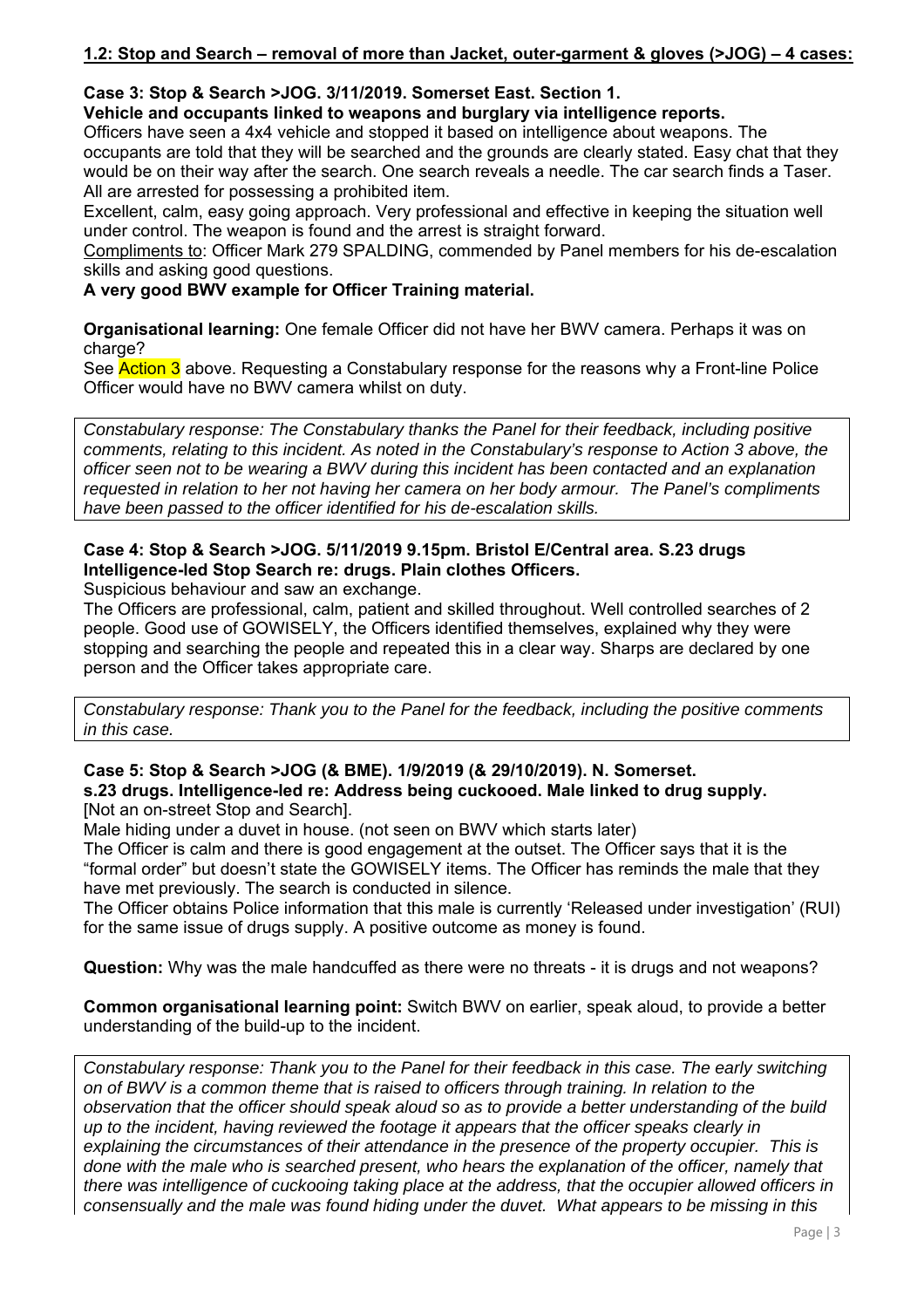## **1.2: Stop and Search – removal of more than Jacket, outer-garment & gloves (>JOG) – 4 cases:**

**Case 3: Stop & Search >JOG. 3/11/2019. Somerset East. Section 1.**
**Vehicle and occupants linked to weapons and burglary via intelligence reports.**

Officers have seen a 4x4 vehicle and stopped it based on intelligence about weapons. The occupants are told that they will be searched and the grounds are clearly stated. Easy chat that they would be on their way after the search. One search reveals a needle. The car search finds a Taser. All are arrested for possessing a prohibited item.

Excellent, calm, easy going approach. Very professional and effective in keeping the situation well under control. The weapon is found and the arrest is straight forward.

Compliments to: Officer Mark 279 SPALDING, commended by Panel members for his de-escalation skills and asking good questions.

**A very good BWV example for Officer Training material.**

**Organisational learning:** One female Officer did not have her BWV camera. Perhaps it was on charge?

See Action 3 above. Requesting a Constabulary response for the reasons why a Front-line Police Officer would have no BWV camera whilst on duty.

*Constabulary response: The Constabulary thanks the Panel for their feedback, including positive comments, relating to this incident. As noted in the Constabulary's response to Action 3 above, the officer seen not to be wearing a BWV during this incident has been contacted and an explanation requested in relation to her not having her camera on her body armour. The Panel's compliments have been passed to the officer identified for his de-escalation skills.*

**Case 4: Stop & Search >JOG. 5/11/2019 9.15pm. Bristol E/Central area. S.23 drugs**
**Intelligence-led Stop Search re: drugs. Plain clothes Officers.**

Suspicious behaviour and saw an exchange.

The Officers are professional, calm, patient and skilled throughout. Well controlled searches of 2 people. Good use of GOWISELY, the Officers identified themselves, explained why they were stopping and searching the people and repeated this in a clear way. Sharps are declared by one person and the Officer takes appropriate care.

*Constabulary response: Thank you to the Panel for the feedback, including the positive comments in this case.*

**Case 5: Stop & Search >JOG (& BME). 1/9/2019 (& 29/10/2019). N. Somerset.**
**s.23 drugs. Intelligence-led re: Address being cuckooed. Male linked to drug supply.**
[Not an on-street Stop and Search].

Male hiding under a duvet in house. (not seen on BWV which starts later)

The Officer is calm and there is good engagement at the outset. The Officer says that it is the "formal order" but doesn't state the GOWISELY items. The Officer has reminds the male that they have met previously. The search is conducted in silence.

The Officer obtains Police information that this male is currently 'Released under investigation' (RUI) for the same issue of drugs supply. A positive outcome as money is found.

**Question:** Why was the male handcuffed as there were no threats - it is drugs and not weapons?

**Common organisational learning point:** Switch BWV on earlier, speak aloud, to provide a better understanding of the build-up to the incident.

*Constabulary response: Thank you to the Panel for their feedback in this case. The early switching on of BWV is a common theme that is raised to officers through training. In relation to the observation that the officer should speak aloud so as to provide a better understanding of the build up to the incident, having reviewed the footage it appears that the officer speaks clearly in explaining the circumstances of their attendance in the presence of the property occupier. This is done with the male who is searched present, who hears the explanation of the officer, namely that there was intelligence of cuckooing taking place at the address, that the occupier allowed officers in consensually and the male was found hiding under the duvet. What appears to be missing in this*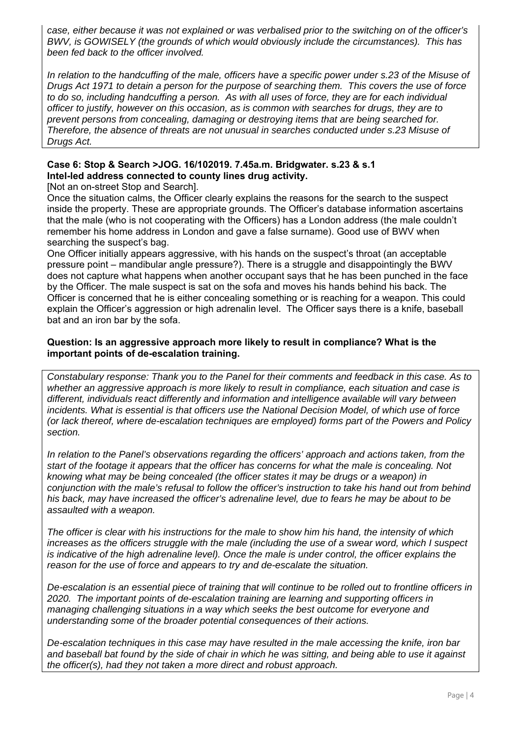*case, either because it was not explained or was verbalised prior to the switching on of the officer's BWV, is GOWISELY (the grounds of which would obviously include the circumstances). This has been fed back to the officer involved.*

*In relation to the handcuffing of the male, officers have a specific power under s.23 of the Misuse of Drugs Act 1971 to detain a person for the purpose of searching them. This covers the use of force to do so, including handcuffing a person. As with all uses of force, they are for each individual officer to justify, however on this occasion, as is common with searches for drugs, they are to prevent persons from concealing, damaging or destroying items that are being searched for. Therefore, the absence of threats are not unusual in searches conducted under s.23 Misuse of Drugs Act.*

**Case 6: Stop & Search >JOG. 16/102019. 7.45a.m. Bridgwater. s.23 & s.1**
**Intel-led address connected to county lines drug activity.**

[Not an on-street Stop and Search].

Once the situation calms, the Officer clearly explains the reasons for the search to the suspect inside the property. These are appropriate grounds. The Officer's database information ascertains that the male (who is not cooperating with the Officers) has a London address (the male couldn't remember his home address in London and gave a false surname). Good use of BWV when searching the suspect's bag.

One Officer initially appears aggressive, with his hands on the suspect's throat (an acceptable pressure point – mandibular angle pressure?). There is a struggle and disappointingly the BWV does not capture what happens when another occupant says that he has been punched in the face by the Officer. The male suspect is sat on the sofa and moves his hands behind his back. The Officer is concerned that he is either concealing something or is reaching for a weapon. This could explain the Officer's aggression or high adrenalin level. The Officer says there is a knife, baseball bat and an iron bar by the sofa.

**Question: Is an aggressive approach more likely to result in compliance? What is the important points of de-escalation training.**

*Constabulary response: Thank you to the Panel for their comments and feedback in this case. As to whether an aggressive approach is more likely to result in compliance, each situation and case is different, individuals react differently and information and intelligence available will vary between incidents. What is essential is that officers use the National Decision Model, of which use of force (or lack thereof, where de-escalation techniques are employed) forms part of the Powers and Policy section.*

*In relation to the Panel's observations regarding the officers' approach and actions taken, from the start of the footage it appears that the officer has concerns for what the male is concealing. Not knowing what may be being concealed (the officer states it may be drugs or a weapon) in conjunction with the male's refusal to follow the officer's instruction to take his hand out from behind his back, may have increased the officer's adrenaline level, due to fears he may be about to be assaulted with a weapon.*

*The officer is clear with his instructions for the male to show him his hand, the intensity of which increases as the officers struggle with the male (including the use of a swear word, which I suspect is indicative of the high adrenaline level). Once the male is under control, the officer explains the reason for the use of force and appears to try and de-escalate the situation.*

*De-escalation is an essential piece of training that will continue to be rolled out to frontline officers in 2020. The important points of de-escalation training are learning and supporting officers in managing challenging situations in a way which seeks the best outcome for everyone and understanding some of the broader potential consequences of their actions.*

*De-escalation techniques in this case may have resulted in the male accessing the knife, iron bar and baseball bat found by the side of chair in which he was sitting, and being able to use it against the officer(s), had they not taken a more direct and robust approach.*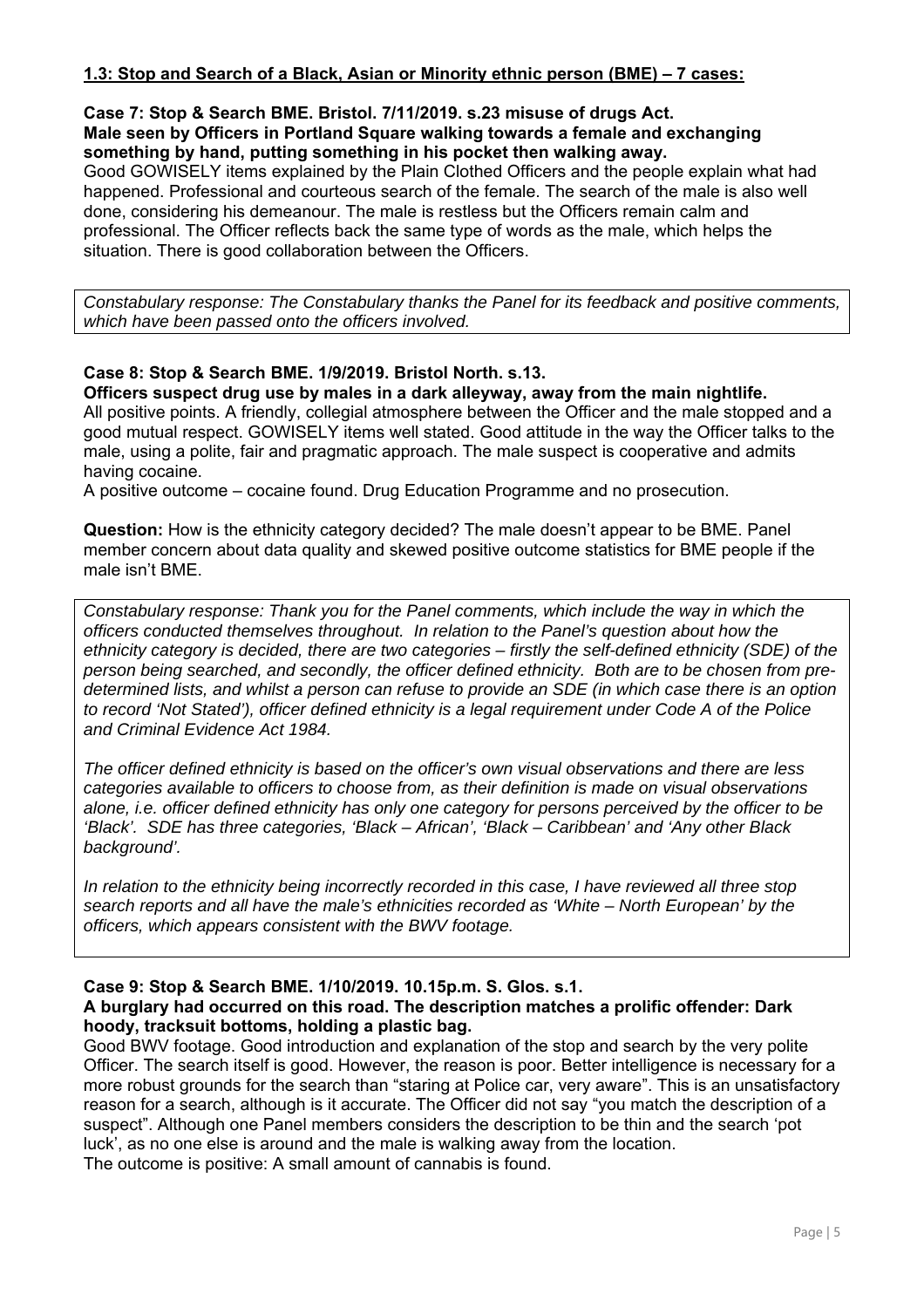**1.3: Stop and Search of a Black, Asian or Minority ethnic person (BME) – 7 cases:**

**Case 7: Stop & Search BME. Bristol. 7/11/2019. s.23 misuse of drugs Act.**
**Male seen by Officers in Portland Square walking towards a female and exchanging something by hand, putting something in his pocket then walking away.**

Good GOWISELY items explained by the Plain Clothed Officers and the people explain what had happened. Professional and courteous search of the female. The search of the male is also well done, considering his demeanour. The male is restless but the Officers remain calm and professional. The Officer reflects back the same type of words as the male, which helps the situation. There is good collaboration between the Officers.

*Constabulary response: The Constabulary thanks the Panel for its feedback and positive comments, which have been passed onto the officers involved.*

**Case 8: Stop & Search BME. 1/9/2019. Bristol North. s.13.**
**Officers suspect drug use by males in a dark alleyway, away from the main nightlife.**

All positive points. A friendly, collegial atmosphere between the Officer and the male stopped and a good mutual respect. GOWISELY items well stated. Good attitude in the way the Officer talks to the male, using a polite, fair and pragmatic approach. The male suspect is cooperative and admits having cocaine.

A positive outcome – cocaine found. Drug Education Programme and no prosecution.

**Question:** How is the ethnicity category decided? The male doesn't appear to be BME. Panel member concern about data quality and skewed positive outcome statistics for BME people if the male isn't BME.

*Constabulary response: Thank you for the Panel comments, which include the way in which the officers conducted themselves throughout. In relation to the Panel's question about how the ethnicity category is decided, there are two categories – firstly the self-defined ethnicity (SDE) of the person being searched, and secondly, the officer defined ethnicity. Both are to be chosen from pre-determined lists, and whilst a person can refuse to provide an SDE (in which case there is an option to record 'Not Stated'), officer defined ethnicity is a legal requirement under Code A of the Police and Criminal Evidence Act 1984.*

*The officer defined ethnicity is based on the officer's own visual observations and there are less categories available to officers to choose from, as their definition is made on visual observations alone, i.e. officer defined ethnicity has only one category for persons perceived by the officer to be 'Black'. SDE has three categories, 'Black – African', 'Black – Caribbean' and 'Any other Black background'.*

*In relation to the ethnicity being incorrectly recorded in this case, I have reviewed all three stop search reports and all have the male's ethnicities recorded as 'White – North European' by the officers, which appears consistent with the BWV footage.*

**Case 9: Stop & Search BME. 1/10/2019. 10.15p.m. S. Glos. s.1.**
**A burglary had occurred on this road. The description matches a prolific offender: Dark hoody, tracksuit bottoms, holding a plastic bag.**

Good BWV footage. Good introduction and explanation of the stop and search by the very polite Officer. The search itself is good. However, the reason is poor. Better intelligence is necessary for a more robust grounds for the search than "staring at Police car, very aware". This is an unsatisfactory reason for a search, although is it accurate. The Officer did not say "you match the description of a suspect". Although one Panel members considers the description to be thin and the search 'pot luck', as no one else is around and the male is walking away from the location.

The outcome is positive: A small amount of cannabis is found.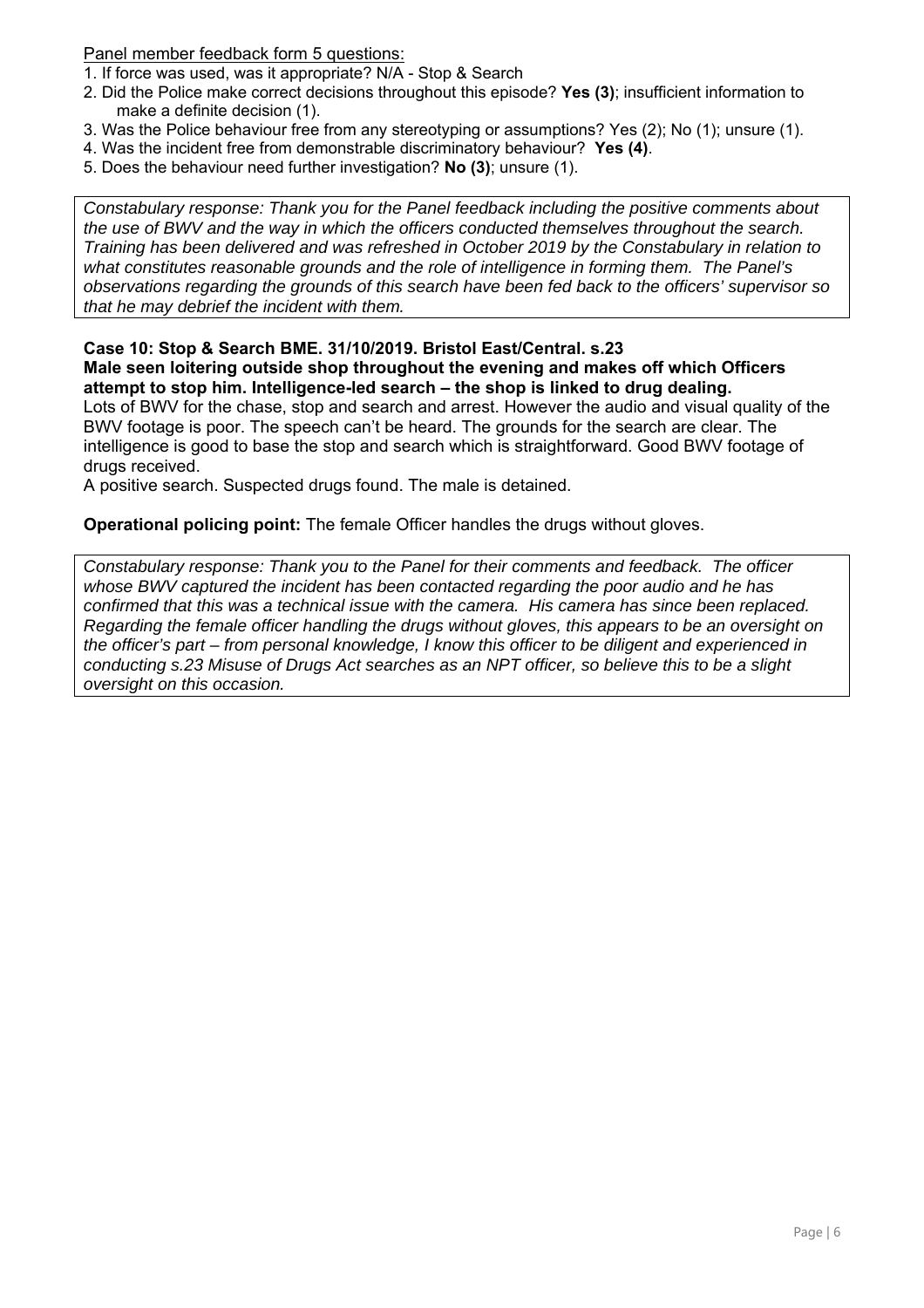<u>Panel member feedback form 5 questions:</u>

1. If force was used, was it appropriate? N/A - Stop & Search
2. Did the Police make correct decisions throughout this episode? **Yes (3)**; insufficient information to make a definite decision (1).
3. Was the Police behaviour free from any stereotyping or assumptions? Yes (2); No (1); unsure (1).
4. Was the incident free from demonstrable discriminatory behaviour? **Yes (4)**.
5. Does the behaviour need further investigation? **No (3)**; unsure (1).

*Constabulary response: Thank you for the Panel feedback including the positive comments about the use of BWV and the way in which the officers conducted themselves throughout the search. Training has been delivered and was refreshed in October 2019 by the Constabulary in relation to what constitutes reasonable grounds and the role of intelligence in forming them. The Panel's observations regarding the grounds of this search have been fed back to the officers' supervisor so that he may debrief the incident with them.*

**Case 10: Stop & Search BME. 31/10/2019. Bristol East/Central. s.23**
**Male seen loitering outside shop throughout the evening and makes off which Officers attempt to stop him. Intelligence-led search – the shop is linked to drug dealing.**

Lots of BWV for the chase, stop and search and arrest. However the audio and visual quality of the BWV footage is poor. The speech can't be heard. The grounds for the search are clear. The intelligence is good to base the stop and search which is straightforward. Good BWV footage of drugs received.

A positive search. Suspected drugs found. The male is detained.

**Operational policing point:** The female Officer handles the drugs without gloves.

*Constabulary response: Thank you to the Panel for their comments and feedback. The officer whose BWV captured the incident has been contacted regarding the poor audio and he has confirmed that this was a technical issue with the camera. His camera has since been replaced. Regarding the female officer handling the drugs without gloves, this appears to be an oversight on the officer's part – from personal knowledge, I know this officer to be diligent and experienced in conducting s.23 Misuse of Drugs Act searches as an NPT officer, so believe this to be a slight oversight on this occasion.*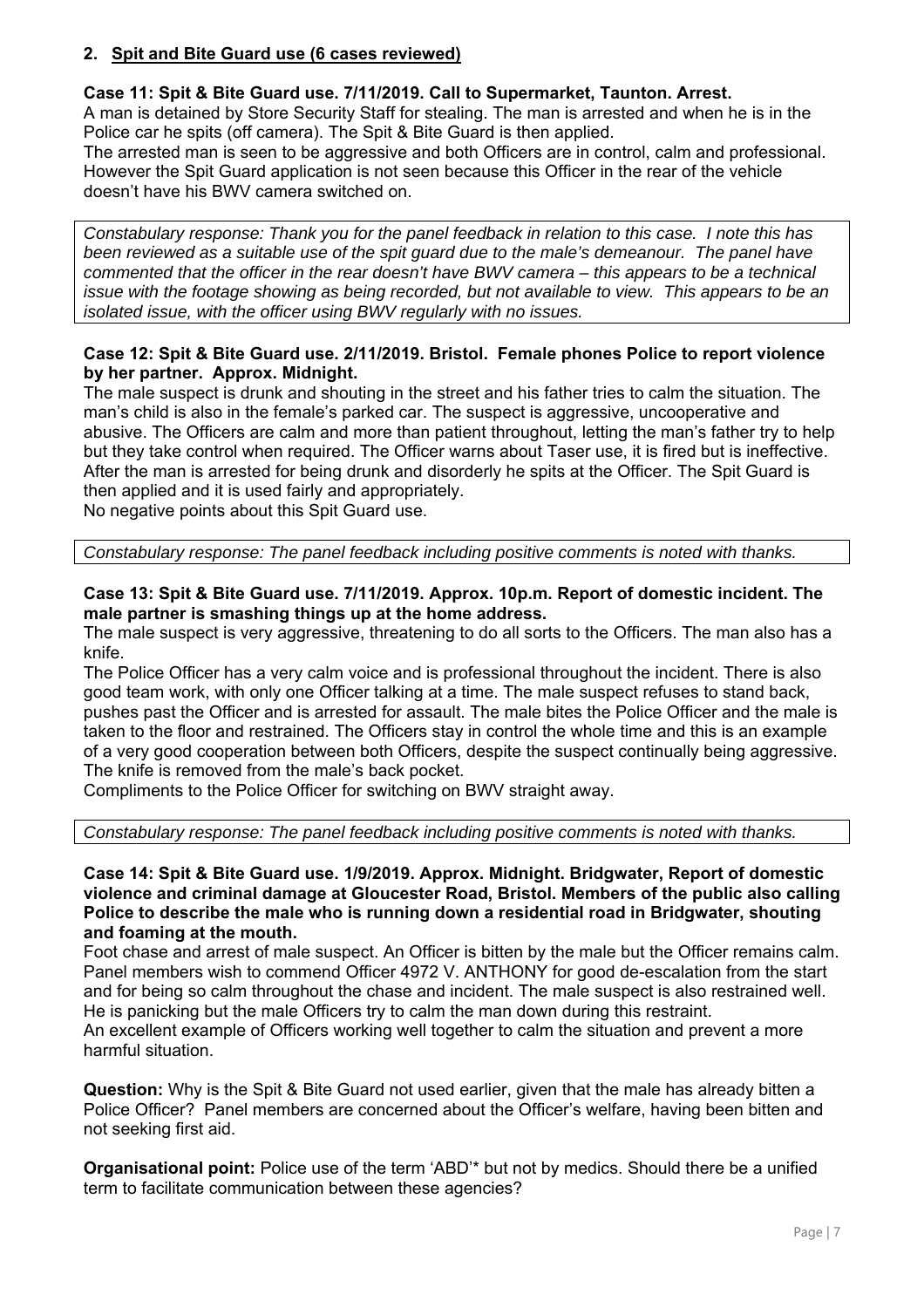## 2. Spit and Bite Guard use (6 cases reviewed)

**Case 11: Spit & Bite Guard use. 7/11/2019. Call to Supermarket, Taunton. Arrest.**

A man is detained by Store Security Staff for stealing. The man is arrested and when he is in the Police car he spits (off camera). The Spit & Bite Guard is then applied.

The arrested man is seen to be aggressive and both Officers are in control, calm and professional. However the Spit Guard application is not seen because this Officer in the rear of the vehicle doesn't have his BWV camera switched on.

*Constabulary response: Thank you for the panel feedback in relation to this case. I note this has been reviewed as a suitable use of the spit guard due to the male's demeanour. The panel have commented that the officer in the rear doesn't have BWV camera – this appears to be a technical issue with the footage showing as being recorded, but not available to view. This appears to be an isolated issue, with the officer using BWV regularly with no issues.*

**Case 12: Spit & Bite Guard use. 2/11/2019. Bristol. Female phones Police to report violence by her partner. Approx. Midnight.**

The male suspect is drunk and shouting in the street and his father tries to calm the situation. The man's child is also in the female's parked car. The suspect is aggressive, uncooperative and abusive. The Officers are calm and more than patient throughout, letting the man's father try to help but they take control when required. The Officer warns about Taser use, it is fired but is ineffective. After the man is arrested for being drunk and disorderly he spits at the Officer. The Spit Guard is then applied and it is used fairly and appropriately.

No negative points about this Spit Guard use.

*Constabulary response: The panel feedback including positive comments is noted with thanks.*

**Case 13: Spit & Bite Guard use. 7/11/2019. Approx. 10p.m. Report of domestic incident. The male partner is smashing things up at the home address.**

The male suspect is very aggressive, threatening to do all sorts to the Officers. The man also has a knife.

The Police Officer has a very calm voice and is professional throughout the incident. There is also good team work, with only one Officer talking at a time. The male suspect refuses to stand back, pushes past the Officer and is arrested for assault. The male bites the Police Officer and the male is taken to the floor and restrained. The Officers stay in control the whole time and this is an example of a very good cooperation between both Officers, despite the suspect continually being aggressive. The knife is removed from the male's back pocket.

Compliments to the Police Officer for switching on BWV straight away.

*Constabulary response: The panel feedback including positive comments is noted with thanks.*

**Case 14: Spit & Bite Guard use. 1/9/2019. Approx. Midnight. Bridgwater, Report of domestic violence and criminal damage at Gloucester Road, Bristol. Members of the public also calling Police to describe the male who is running down a residential road in Bridgwater, shouting and foaming at the mouth.**

Foot chase and arrest of male suspect. An Officer is bitten by the male but the Officer remains calm. Panel members wish to commend Officer 4972 V. ANTHONY for good de-escalation from the start and for being so calm throughout the chase and incident. The male suspect is also restrained well. He is panicking but the male Officers try to calm the man down during this restraint.

An excellent example of Officers working well together to calm the situation and prevent a more harmful situation.

**Question:** Why is the Spit & Bite Guard not used earlier, given that the male has already bitten a Police Officer? Panel members are concerned about the Officer's welfare, having been bitten and not seeking first aid.

**Organisational point:** Police use of the term 'ABD'* but not by medics. Should there be a unified term to facilitate communication between these agencies?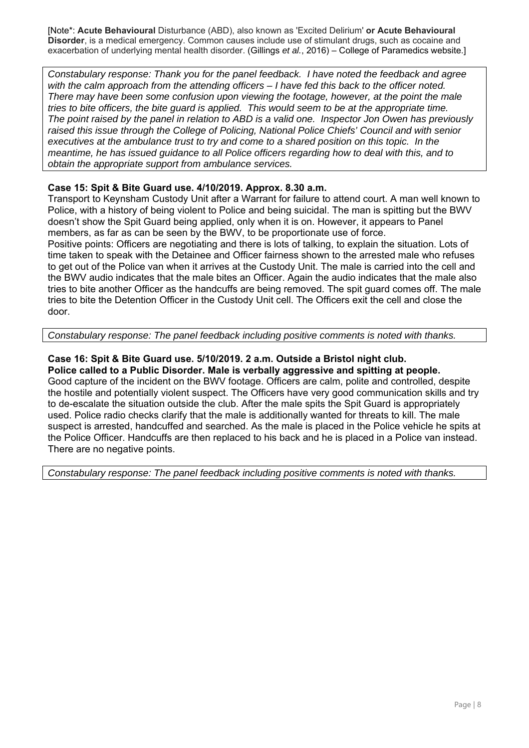[Note*: **Acute Behavioural** Disturbance (ABD), also known as 'Excited Delirium' **or Acute Behavioural Disorder**, is a medical emergency. Common causes include use of stimulant drugs, such as cocaine and exacerbation of underlying mental health disorder. (Gillings *et al.*, 2016) – College of Paramedics website.]

*Constabulary response: Thank you for the panel feedback. I have noted the feedback and agree with the calm approach from the attending officers – I have fed this back to the officer noted. There may have been some confusion upon viewing the footage, however, at the point the male tries to bite officers, the bite guard is applied. This would seem to be at the appropriate time. The point raised by the panel in relation to ABD is a valid one. Inspector Jon Owen has previously raised this issue through the College of Policing, National Police Chiefs' Council and with senior executives at the ambulance trust to try and come to a shared position on this topic. In the meantime, he has issued guidance to all Police officers regarding how to deal with this, and to obtain the appropriate support from ambulance services.*

**Case 15: Spit & Bite Guard use. 4/10/2019. Approx. 8.30 a.m.**

Transport to Keynsham Custody Unit after a Warrant for failure to attend court. A man well known to Police, with a history of being violent to Police and being suicidal. The man is spitting but the BWV doesn't show the Spit Guard being applied, only when it is on. However, it appears to Panel members, as far as can be seen by the BWV, to be proportionate use of force.

Positive points: Officers are negotiating and there is lots of talking, to explain the situation. Lots of time taken to speak with the Detainee and Officer fairness shown to the arrested male who refuses to get out of the Police van when it arrives at the Custody Unit. The male is carried into the cell and the BWV audio indicates that the male bites an Officer. Again the audio indicates that the male also tries to bite another Officer as the handcuffs are being removed. The spit guard comes off. The male tries to bite the Detention Officer in the Custody Unit cell. The Officers exit the cell and close the door.

*Constabulary response: The panel feedback including positive comments is noted with thanks.*

**Case 16: Spit & Bite Guard use. 5/10/2019. 2 a.m. Outside a Bristol night club.**
**Police called to a Public Disorder. Male is verbally aggressive and spitting at people.**

Good capture of the incident on the BWV footage. Officers are calm, polite and controlled, despite the hostile and potentially violent suspect. The Officers have very good communication skills and try to de-escalate the situation outside the club. After the male spits the Spit Guard is appropriately used. Police radio checks clarify that the male is additionally wanted for threats to kill. The male suspect is arrested, handcuffed and searched. As the male is placed in the Police vehicle he spits at the Police Officer. Handcuffs are then replaced to his back and he is placed in a Police van instead. There are no negative points.

*Constabulary response: The panel feedback including positive comments is noted with thanks.*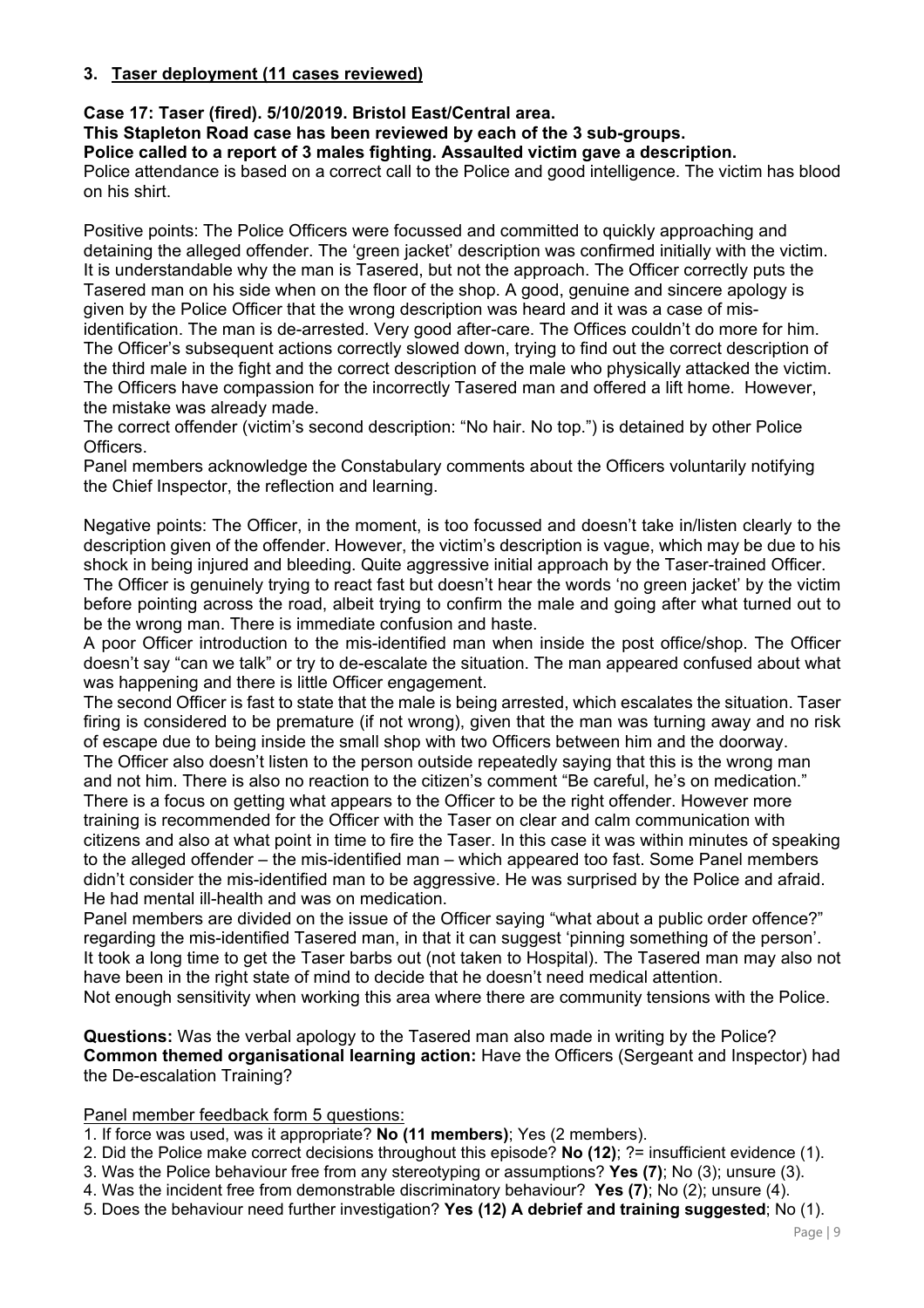### 3. Taser deployment (11 cases reviewed)

**Case 17: Taser (fired). 5/10/2019. Bristol East/Central area.**
**This Stapleton Road case has been reviewed by each of the 3 sub-groups.**
**Police called to a report of 3 males fighting. Assaulted victim gave a description.**
Police attendance is based on a correct call to the Police and good intelligence. The victim has blood on his shirt.

Positive points: The Police Officers were focussed and committed to quickly approaching and detaining the alleged offender. The 'green jacket' description was confirmed initially with the victim. It is understandable why the man is Tasered, but not the approach. The Officer correctly puts the Tasered man on his side when on the floor of the shop. A good, genuine and sincere apology is given by the Police Officer that the wrong description was heard and it was a case of mis-identification. The man is de-arrested. Very good after-care. The Offices couldn't do more for him. The Officer's subsequent actions correctly slowed down, trying to find out the correct description of the third male in the fight and the correct description of the male who physically attacked the victim. The Officers have compassion for the incorrectly Tasered man and offered a lift home. However, the mistake was already made.
The correct offender (victim's second description: "No hair. No top.") is detained by other Police Officers.
Panel members acknowledge the Constabulary comments about the Officers voluntarily notifying the Chief Inspector, the reflection and learning.

Negative points: The Officer, in the moment, is too focussed and doesn't take in/listen clearly to the description given of the offender. However, the victim's description is vague, which may be due to his shock in being injured and bleeding. Quite aggressive initial approach by the Taser-trained Officer. The Officer is genuinely trying to react fast but doesn't hear the words 'no green jacket' by the victim before pointing across the road, albeit trying to confirm the male and going after what turned out to be the wrong man. There is immediate confusion and haste.
A poor Officer introduction to the mis-identified man when inside the post office/shop. The Officer doesn't say "can we talk" or try to de-escalate the situation. The man appeared confused about what was happening and there is little Officer engagement.
The second Officer is fast to state that the male is being arrested, which escalates the situation. Taser firing is considered to be premature (if not wrong), given that the man was turning away and no risk of escape due to being inside the small shop with two Officers between him and the doorway.
The Officer also doesn't listen to the person outside repeatedly saying that this is the wrong man and not him. There is also no reaction to the citizen's comment "Be careful, he's on medication." There is a focus on getting what appears to the Officer to be the right offender. However more training is recommended for the Officer with the Taser on clear and calm communication with citizens and also at what point in time to fire the Taser. In this case it was within minutes of speaking to the alleged offender – the mis-identified man – which appeared too fast. Some Panel members didn't consider the mis-identified man to be aggressive. He was surprised by the Police and afraid. He had mental ill-health and was on medication.
Panel members are divided on the issue of the Officer saying "what about a public order offence?" regarding the mis-identified Tasered man, in that it can suggest 'pinning something of the person'. It took a long time to get the Taser barbs out (not taken to Hospital). The Tasered man may also not have been in the right state of mind to decide that he doesn't need medical attention.
Not enough sensitivity when working this area where there are community tensions with the Police.

**Questions:** Was the verbal apology to the Tasered man also made in writing by the Police?
**Common themed organisational learning action:** Have the Officers (Sergeant and Inspector) had the De-escalation Training?

Panel member feedback form 5 questions:

1. If force was used, was it appropriate? **No (11 members)**; Yes (2 members).
2. Did the Police make correct decisions throughout this episode? **No (12)**; ?= insufficient evidence (1).
3. Was the Police behaviour free from any stereotyping or assumptions? **Yes (7)**; No (3); unsure (3).
4. Was the incident free from demonstrable discriminatory behaviour? **Yes (7)**; No (2); unsure (4).
5. Does the behaviour need further investigation? **Yes (12) A debrief and training suggested**; No (1).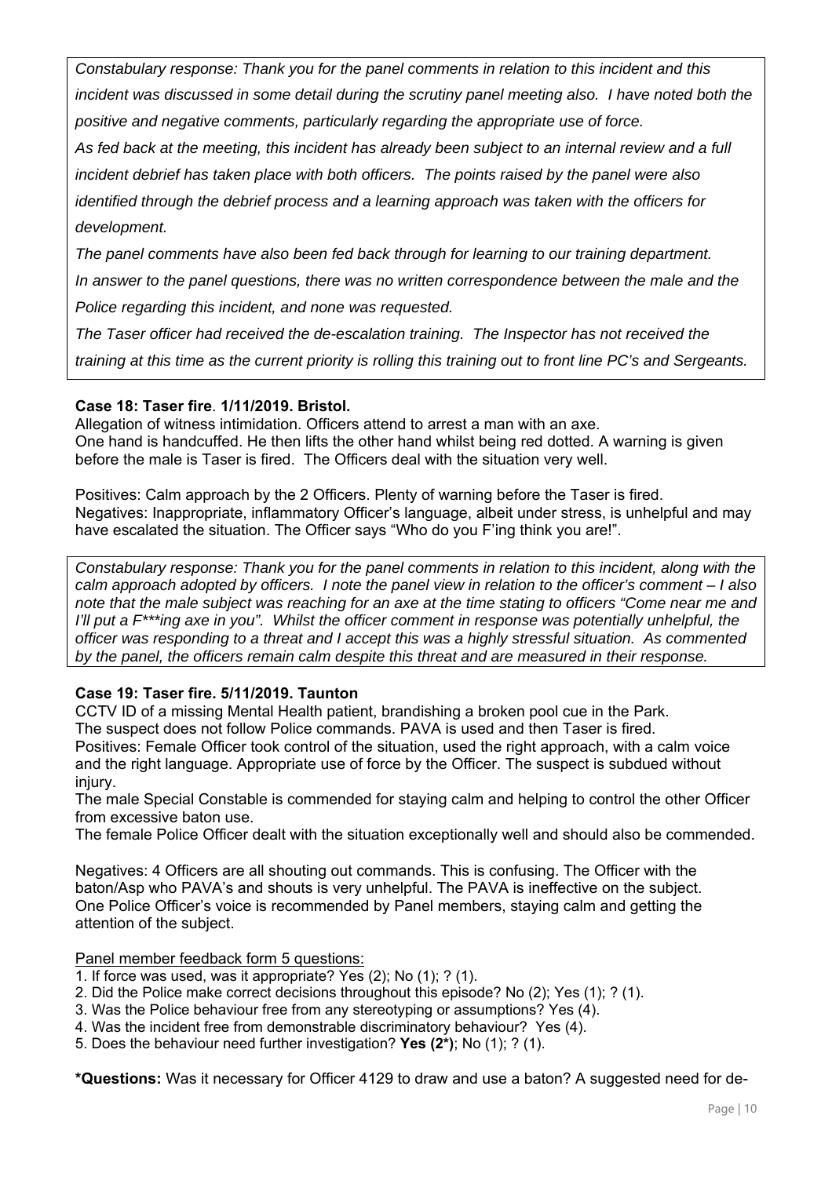*Constabulary response: Thank you for the panel comments in relation to this incident and this incident was discussed in some detail during the scrutiny panel meeting also. I have noted both the positive and negative comments, particularly regarding the appropriate use of force.*

*As fed back at the meeting, this incident has already been subject to an internal review and a full incident debrief has taken place with both officers. The points raised by the panel were also identified through the debrief process and a learning approach was taken with the officers for development.*

*The panel comments have also been fed back through for learning to our training department.*

*In answer to the panel questions, there was no written correspondence between the male and the Police regarding this incident, and none was requested.*

*The Taser officer had received the de-escalation training. The Inspector has not received the training at this time as the current priority is rolling this training out to front line PC's and Sergeants.*

**Case 18: Taser fire. 1/11/2019. Bristol.**

Allegation of witness intimidation. Officers attend to arrest a man with an axe.
One hand is handcuffed. He then lifts the other hand whilst being red dotted. A warning is given before the male is Taser is fired. The Officers deal with the situation very well.

Positives: Calm approach by the 2 Officers. Plenty of warning before the Taser is fired.
Negatives: Inappropriate, inflammatory Officer's language, albeit under stress, is unhelpful and may have escalated the situation. The Officer says "Who do you F'ing think you are!".

*Constabulary response: Thank you for the panel comments in relation to this incident, along with the calm approach adopted by officers. I note the panel view in relation to the officer's comment – I also note that the male subject was reaching for an axe at the time stating to officers "Come near me and I'll put a F***ing axe in you". Whilst the officer comment in response was potentially unhelpful, the officer was responding to a threat and I accept this was a highly stressful situation. As commented by the panel, the officers remain calm despite this threat and are measured in their response.*

**Case 19: Taser fire. 5/11/2019. Taunton**

CCTV ID of a missing Mental Health patient, brandishing a broken pool cue in the Park.
The suspect does not follow Police commands. PAVA is used and then Taser is fired.
Positives: Female Officer took control of the situation, used the right approach, with a calm voice and the right language. Appropriate use of force by the Officer. The suspect is subdued without injury.
The male Special Constable is commended for staying calm and helping to control the other Officer from excessive baton use.
The female Police Officer dealt with the situation exceptionally well and should also be commended.

Negatives: 4 Officers are all shouting out commands. This is confusing. The Officer with the baton/Asp who PAVA's and shouts is very unhelpful. The PAVA is ineffective on the subject. One Police Officer's voice is recommended by Panel members, staying calm and getting the attention of the subject.

Panel member feedback form 5 questions:

1. If force was used, was it appropriate? Yes (2); No (1); ? (1).
2. Did the Police make correct decisions throughout this episode? No (2); Yes (1); ? (1).
3. Was the Police behaviour free from any stereotyping or assumptions? Yes (4).
4. Was the incident free from demonstrable discriminatory behaviour? Yes (4).
5. Does the behaviour need further investigation? **Yes (2*)**; No (1); ? (1).

***Questions:** Was it necessary for Officer 4129 to draw and use a baton? A suggested need for de-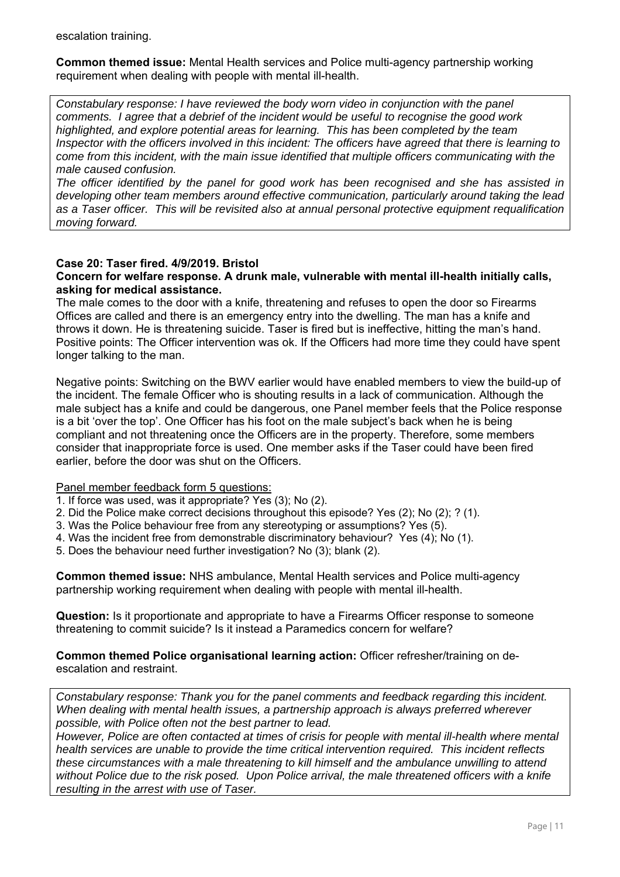escalation training.

**Common themed issue:** Mental Health services and Police multi-agency partnership working requirement when dealing with people with mental ill-health.

> *Constabulary response: I have reviewed the body worn video in conjunction with the panel comments. I agree that a debrief of the incident would be useful to recognise the good work highlighted, and explore potential areas for learning. This has been completed by the team Inspector with the officers involved in this incident: The officers have agreed that there is learning to come from this incident, with the main issue identified that multiple officers communicating with the male caused confusion.*
>
> *The officer identified by the panel for good work has been recognised and she has assisted in developing other team members around effective communication, particularly around taking the lead as a Taser officer. This will be revisited also at annual personal protective equipment requalification moving forward.*

**Case 20: Taser fired. 4/9/2019. Bristol**

**Concern for welfare response. A drunk male, vulnerable with mental ill-health initially calls, asking for medical assistance.**

The male comes to the door with a knife, threatening and refuses to open the door so Firearms Offices are called and there is an emergency entry into the dwelling. The man has a knife and throws it down. He is threatening suicide. Taser is fired but is ineffective, hitting the man's hand. Positive points: The Officer intervention was ok. If the Officers had more time they could have spent longer talking to the man.

Negative points: Switching on the BWV earlier would have enabled members to view the build-up of the incident. The female Officer who is shouting results in a lack of communication. Although the male subject has a knife and could be dangerous, one Panel member feels that the Police response is a bit 'over the top'. One Officer has his foot on the male subject's back when he is being compliant and not threatening once the Officers are in the property. Therefore, some members consider that inappropriate force is used. One member asks if the Taser could have been fired earlier, before the door was shut on the Officers.

Panel member feedback form 5 questions:

1. If force was used, was it appropriate? Yes (3); No (2).
2. Did the Police make correct decisions throughout this episode? Yes (2); No (2); ? (1).
3. Was the Police behaviour free from any stereotyping or assumptions? Yes (5).
4. Was the incident free from demonstrable discriminatory behaviour? Yes (4); No (1).
5. Does the behaviour need further investigation? No (3); blank (2).

**Common themed issue:** NHS ambulance, Mental Health services and Police multi-agency partnership working requirement when dealing with people with mental ill-health.

**Question:** Is it proportionate and appropriate to have a Firearms Officer response to someone threatening to commit suicide? Is it instead a Paramedics concern for welfare?

**Common themed Police organisational learning action:** Officer refresher/training on de-escalation and restraint.

> *Constabulary response: Thank you for the panel comments and feedback regarding this incident. When dealing with mental health issues, a partnership approach is always preferred wherever possible, with Police often not the best partner to lead.*
>
> *However, Police are often contacted at times of crisis for people with mental ill-health where mental health services are unable to provide the time critical intervention required. This incident reflects these circumstances with a male threatening to kill himself and the ambulance unwilling to attend without Police due to the risk posed. Upon Police arrival, the male threatened officers with a knife resulting in the arrest with use of Taser.*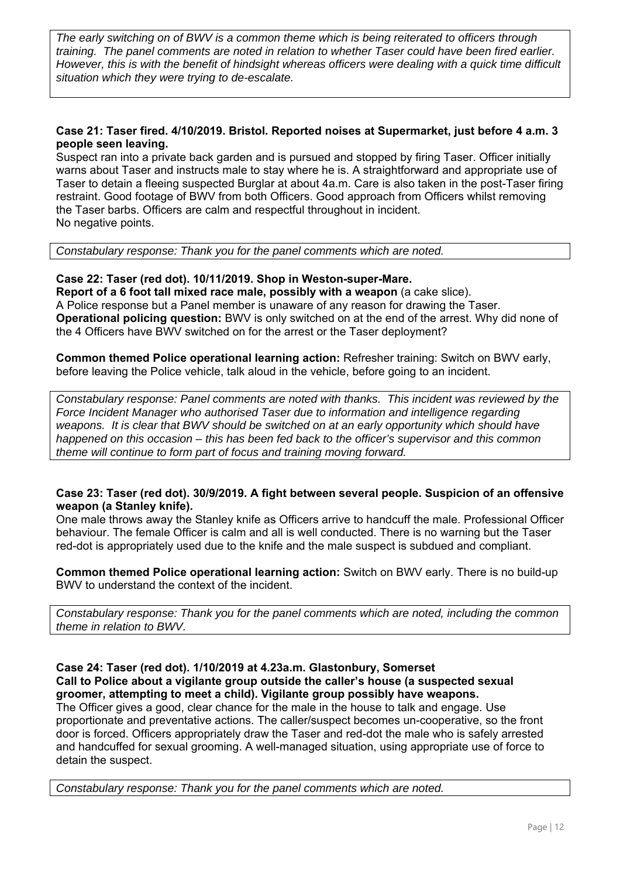*The early switching on of BWV is a common theme which is being reiterated to officers through training. The panel comments are noted in relation to whether Taser could have been fired earlier. However, this is with the benefit of hindsight whereas officers were dealing with a quick time difficult situation which they were trying to de-escalate.*

**Case 21: Taser fired. 4/10/2019. Bristol. Reported noises at Supermarket, just before 4 a.m. 3 people seen leaving.**

Suspect ran into a private back garden and is pursued and stopped by firing Taser. Officer initially warns about Taser and instructs male to stay where he is. A straightforward and appropriate use of Taser to detain a fleeing suspected Burglar at about 4a.m. Care is also taken in the post-Taser firing restraint. Good footage of BWV from both Officers. Good approach from Officers whilst removing the Taser barbs. Officers are calm and respectful throughout in incident.
No negative points.

*Constabulary response: Thank you for the panel comments which are noted.*

**Case 22: Taser (red dot). 10/11/2019. Shop in Weston-super-Mare.**

**Report of a 6 foot tall mixed race male, possibly with a weapon** (a cake slice).
A Police response but a Panel member is unaware of any reason for drawing the Taser.
**Operational policing question:** BWV is only switched on at the end of the arrest. Why did none of the 4 Officers have BWV switched on for the arrest or the Taser deployment?

**Common themed Police operational learning action:** Refresher training: Switch on BWV early, before leaving the Police vehicle, talk aloud in the vehicle, before going to an incident.

*Constabulary response: Panel comments are noted with thanks. This incident was reviewed by the Force Incident Manager who authorised Taser due to information and intelligence regarding weapons. It is clear that BWV should be switched on at an early opportunity which should have happened on this occasion – this has been fed back to the officer's supervisor and this common theme will continue to form part of focus and training moving forward.*

**Case 23: Taser (red dot). 30/9/2019. A fight between several people. Suspicion of an offensive weapon (a Stanley knife).**

One male throws away the Stanley knife as Officers arrive to handcuff the male. Professional Officer behaviour. The female Officer is calm and all is well conducted. There is no warning but the Taser red-dot is appropriately used due to the knife and the male suspect is subdued and compliant.

**Common themed Police operational learning action:** Switch on BWV early. There is no build-up BWV to understand the context of the incident.

*Constabulary response: Thank you for the panel comments which are noted, including the common theme in relation to BWV.*

**Case 24: Taser (red dot). 1/10/2019 at 4.23a.m. Glastonbury, Somerset**
**Call to Police about a vigilante group outside the caller's house (a suspected sexual groomer, attempting to meet a child). Vigilante group possibly have weapons.**

The Officer gives a good, clear chance for the male in the house to talk and engage. Use proportionate and preventative actions. The caller/suspect becomes un-cooperative, so the front door is forced. Officers appropriately draw the Taser and red-dot the male who is safely arrested and handcuffed for sexual grooming. A well-managed situation, using appropriate use of force to detain the suspect.

*Constabulary response: Thank you for the panel comments which are noted.*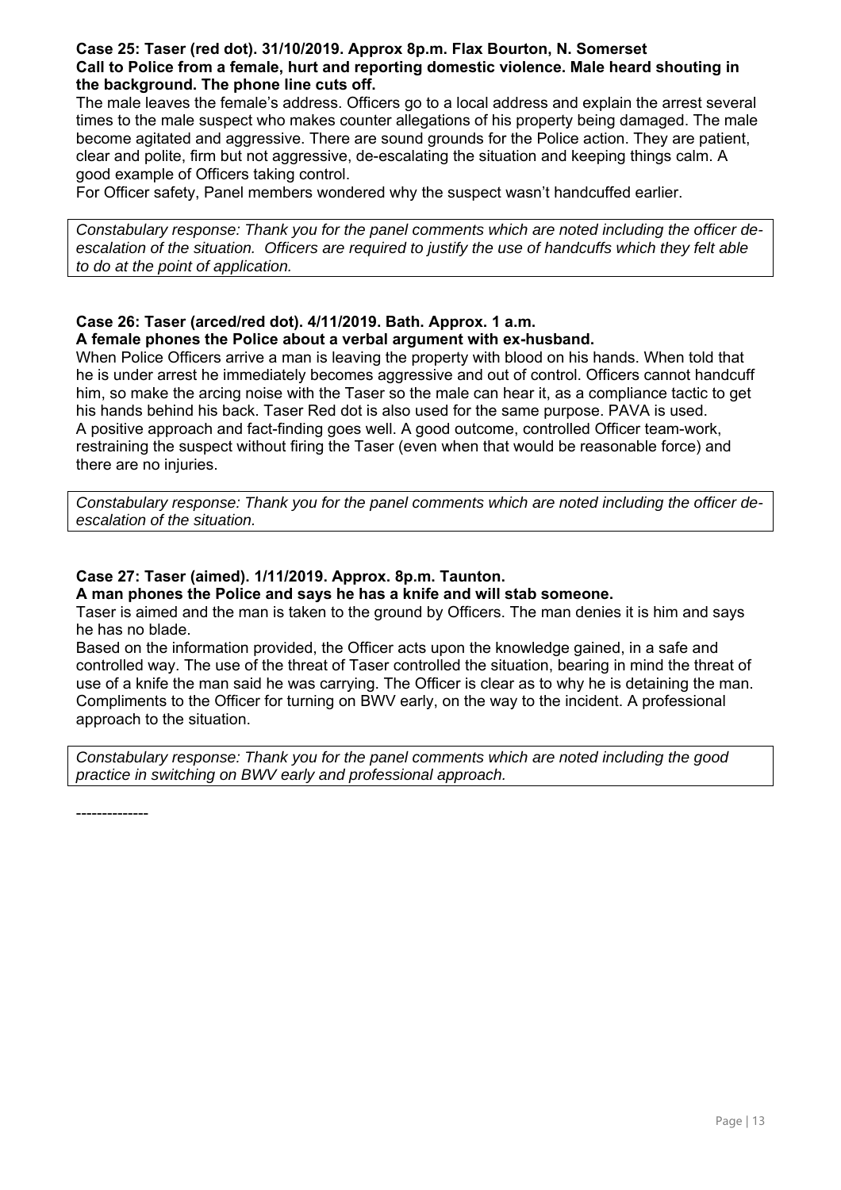**Case 25: Taser (red dot). 31/10/2019. Approx 8p.m. Flax Bourton, N. Somerset**
**Call to Police from a female, hurt and reporting domestic violence. Male heard shouting in the background. The phone line cuts off.**

The male leaves the female's address. Officers go to a local address and explain the arrest several times to the male suspect who makes counter allegations of his property being damaged. The male become agitated and aggressive. There are sound grounds for the Police action. They are patient, clear and polite, firm but not aggressive, de-escalating the situation and keeping things calm. A good example of Officers taking control.

For Officer safety, Panel members wondered why the suspect wasn't handcuffed earlier.

*Constabulary response: Thank you for the panel comments which are noted including the officer de-escalation of the situation. Officers are required to justify the use of handcuffs which they felt able to do at the point of application.*

**Case 26: Taser (arced/red dot). 4/11/2019. Bath. Approx. 1 a.m.**
**A female phones the Police about a verbal argument with ex-husband.**

When Police Officers arrive a man is leaving the property with blood on his hands. When told that he is under arrest he immediately becomes aggressive and out of control. Officers cannot handcuff him, so make the arcing noise with the Taser so the male can hear it, as a compliance tactic to get his hands behind his back. Taser Red dot is also used for the same purpose. PAVA is used.

A positive approach and fact-finding goes well. A good outcome, controlled Officer team-work, restraining the suspect without firing the Taser (even when that would be reasonable force) and there are no injuries.

*Constabulary response: Thank you for the panel comments which are noted including the officer de-escalation of the situation.*

**Case 27: Taser (aimed). 1/11/2019. Approx. 8p.m. Taunton.**
**A man phones the Police and says he has a knife and will stab someone.**

Taser is aimed and the man is taken to the ground by Officers. The man denies it is him and says he has no blade.

Based on the information provided, the Officer acts upon the knowledge gained, in a safe and controlled way. The use of the threat of Taser controlled the situation, bearing in mind the threat of use of a knife the man said he was carrying. The Officer is clear as to why he is detaining the man. Compliments to the Officer for turning on BWV early, on the way to the incident. A professional approach to the situation.

*Constabulary response: Thank you for the panel comments which are noted including the good practice in switching on BWV early and professional approach.*

--------------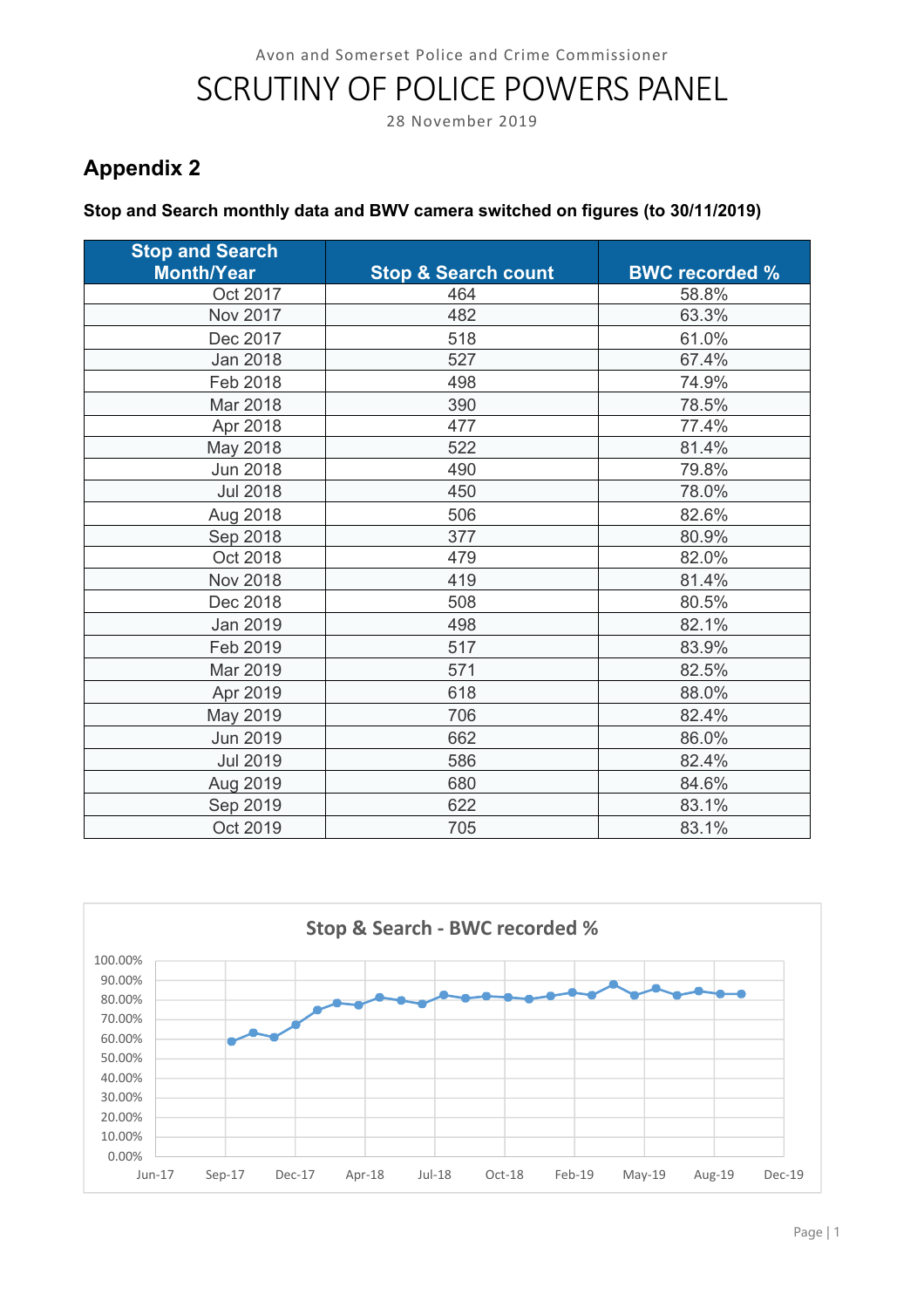Avon and Somerset Police and Crime Commissioner

# SCRUTINY OF POLICE POWERS PANEL

28 November 2019

## Appendix 2

**Stop and Search monthly data and BWV camera switched on figures (to 30/11/2019)**

| Stop and Search Month/Year | Stop & Search count | BWC recorded % |
|---|---|---|
| Oct 2017 | 464 | 58.8% |
| Nov 2017 | 482 | 63.3% |
| Dec 2017 | 518 | 61.0% |
| Jan 2018 | 527 | 67.4% |
| Feb 2018 | 498 | 74.9% |
| Mar 2018 | 390 | 78.5% |
| Apr 2018 | 477 | 77.4% |
| May 2018 | 522 | 81.4% |
| Jun 2018 | 490 | 79.8% |
| Jul 2018 | 450 | 78.0% |
| Aug 2018 | 506 | 82.6% |
| Sep 2018 | 377 | 80.9% |
| Oct 2018 | 479 | 82.0% |
| Nov 2018 | 419 | 81.4% |
| Dec 2018 | 508 | 80.5% |
| Jan 2019 | 498 | 82.1% |
| Feb 2019 | 517 | 83.9% |
| Mar 2019 | 571 | 82.5% |
| Apr 2019 | 618 | 88.0% |
| May 2019 | 706 | 82.4% |
| Jun 2019 | 662 | 86.0% |
| Jul 2019 | 586 | 82.4% |
| Aug 2019 | 680 | 84.6% |
| Sep 2019 | 622 | 83.1% |
| Oct 2019 | 705 | 83.1% |

Stop & Search - BWC recorded %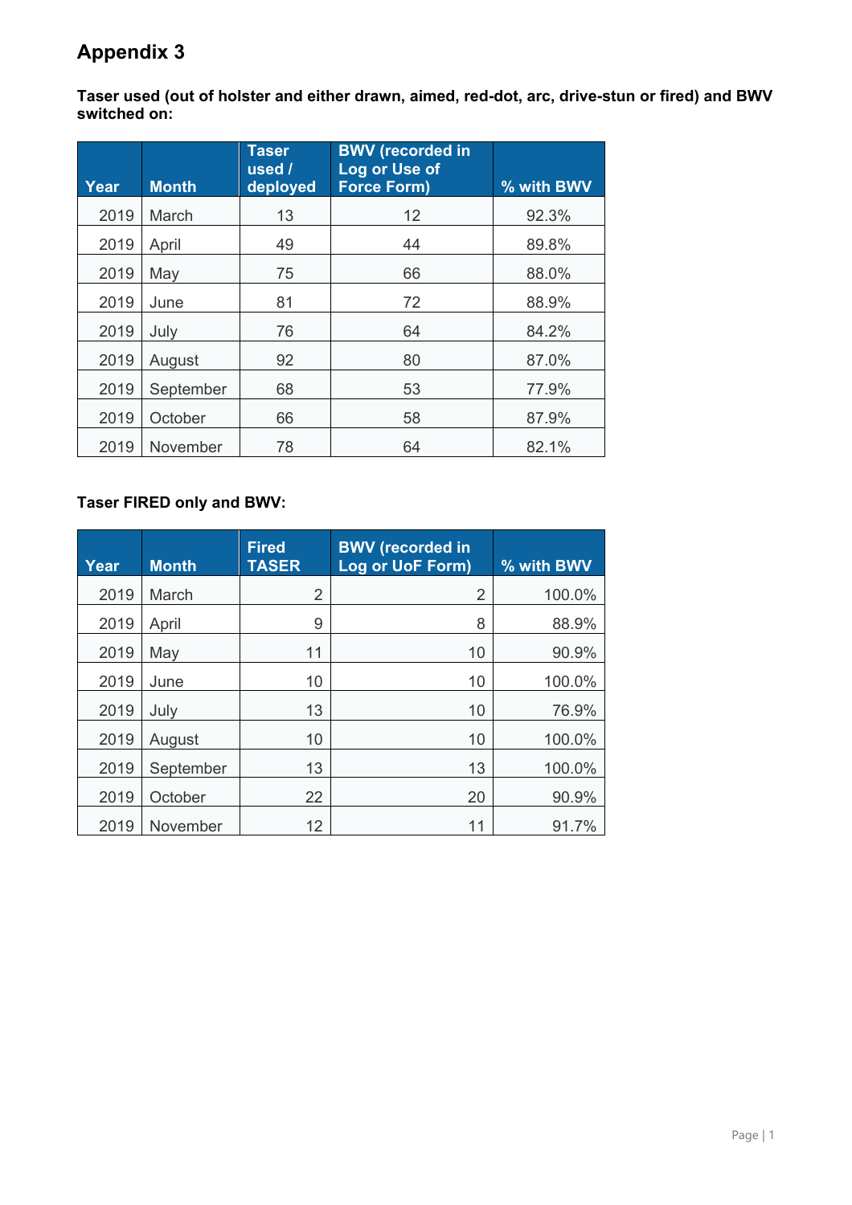# Appendix 3

**Taser used (out of holster and either drawn, aimed, red-dot, arc, drive-stun or fired) and BWV switched on:**

| Year | Month | Taser used / deployed | BWV (recorded in Log or Use of Force Form) | % with BWV |
|---|---|---|---|---|
| 2019 | March | 13 | 12 | 92.3% |
| 2019 | April | 49 | 44 | 89.8% |
| 2019 | May | 75 | 66 | 88.0% |
| 2019 | June | 81 | 72 | 88.9% |
| 2019 | July | 76 | 64 | 84.2% |
| 2019 | August | 92 | 80 | 87.0% |
| 2019 | September | 68 | 53 | 77.9% |
| 2019 | October | 66 | 58 | 87.9% |
| 2019 | November | 78 | 64 | 82.1% |

**Taser FIRED only and BWV:**

| Year | Month | Fired TASER | BWV (recorded in Log or UoF Form) | % with BWV |
|---|---|---|---|---|
| 2019 | March | 2 | 2 | 100.0% |
| 2019 | April | 9 | 8 | 88.9% |
| 2019 | May | 11 | 10 | 90.9% |
| 2019 | June | 10 | 10 | 100.0% |
| 2019 | July | 13 | 10 | 76.9% |
| 2019 | August | 10 | 10 | 100.0% |
| 2019 | September | 13 | 13 | 100.0% |
| 2019 | October | 22 | 20 | 90.9% |
| 2019 | November | 12 | 11 | 91.7% |